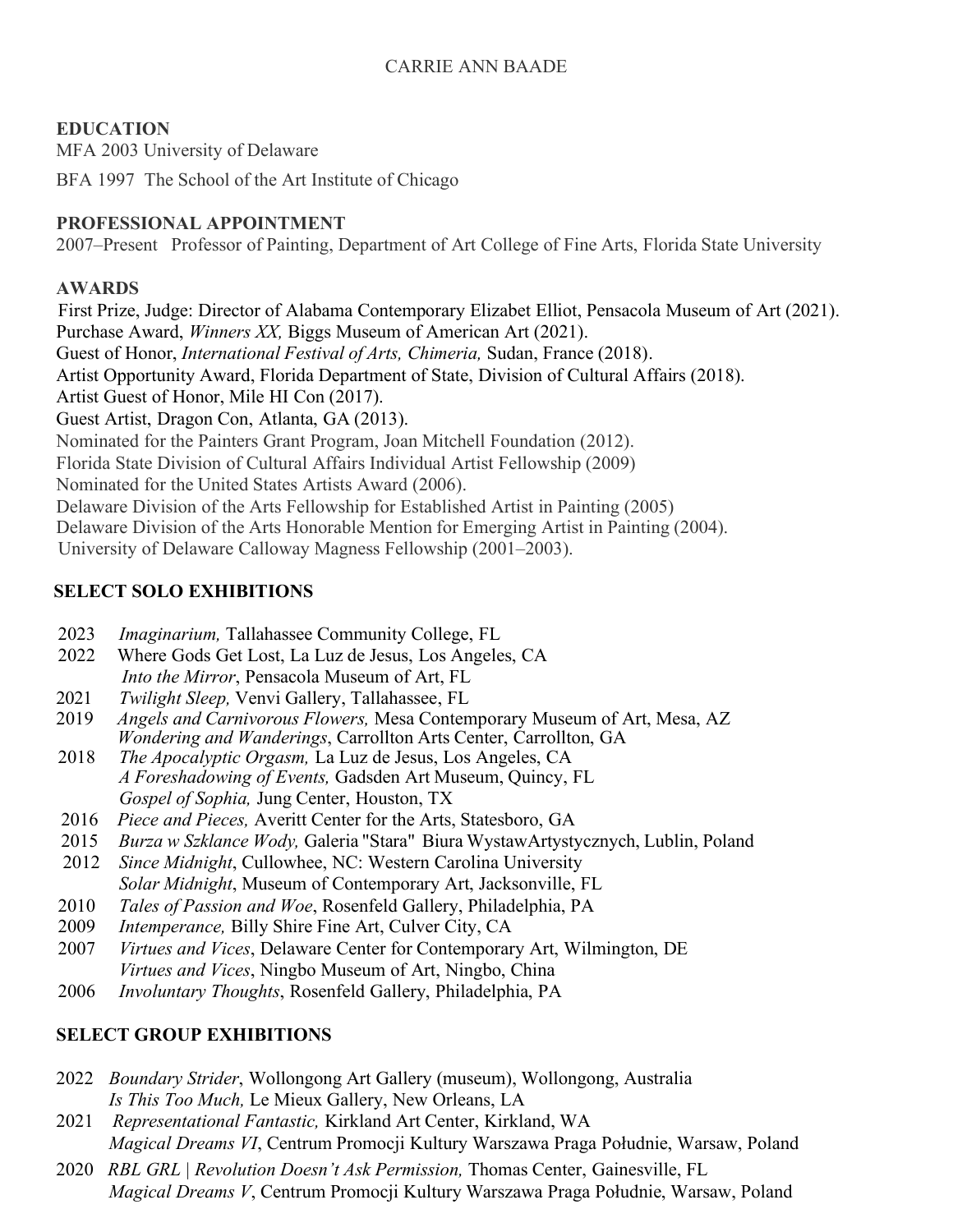# CARRIE ANN BAADE

## EDUCATION

MFA 2003 University of Delaware

BFA 1997 The School of the Art Institute of Chicago

## PROFESSIONAL APPOINTMENT

2007–Present Professor of Painting, Department of Art College of Fine Arts, Florida State University

## AWARDS

First Prize, Judge: Director of Alabama Contemporary Elizabet Elliot, Pensacola Museum of Art (2021).
Purchase Award, *Winners XX,* Biggs Museum of American Art (2021).
Guest of Honor, *International Festival of Arts, Chimeria,* Sudan, France (2018).
Artist Opportunity Award, Florida Department of State, Division of Cultural Affairs (2018).
Artist Guest of Honor, Mile HI Con (2017).
Guest Artist, Dragon Con, Atlanta, GA (2013).
Nominated for the Painters Grant Program, Joan Mitchell Foundation (2012).
Florida State Division of Cultural Affairs Individual Artist Fellowship (2009)
Nominated for the United States Artists Award (2006).
Delaware Division of the Arts Fellowship for Established Artist in Painting (2005)
Delaware Division of the Arts Honorable Mention for Emerging Artist in Painting (2004).
University of Delaware Calloway Magness Fellowship (2001–2003).

## SELECT SOLO EXHIBITIONS

2023 *Imaginarium,* Tallahassee Community College, FL
2022 Where Gods Get Lost, La Luz de Jesus, Los Angeles, CA
*Into the Mirror*, Pensacola Museum of Art, FL
2021 *Twilight Sleep,* Venvi Gallery, Tallahassee, FL
2019 *Angels and Carnivorous Flowers,* Mesa Contemporary Museum of Art, Mesa, AZ
*Wondering and Wanderings*, Carrollton Arts Center, Carrollton, GA
2018 *The Apocalyptic Orgasm,* La Luz de Jesus, Los Angeles, CA
*A Foreshadowing of Events,* Gadsden Art Museum, Quincy, FL
*Gospel of Sophia,* Jung Center, Houston, TX
2016 *Piece and Pieces,* Averitt Center for the Arts, Statesboro, GA
2015 *Burza w Szklance Wody,* Galeria "Stara" Biura WystawArtystycznych, Lublin, Poland
2012 *Since Midnight*, Cullowhee, NC: Western Carolina University
*Solar Midnight*, Museum of Contemporary Art, Jacksonville, FL
2010 *Tales of Passion and Woe*, Rosenfeld Gallery, Philadelphia, PA
2009 *Intemperance,* Billy Shire Fine Art, Culver City, CA
2007 *Virtues and Vices*, Delaware Center for Contemporary Art, Wilmington, DE
*Virtues and Vices*, Ningbo Museum of Art, Ningbo, China
2006 *Involuntary Thoughts*, Rosenfeld Gallery, Philadelphia, PA

## SELECT GROUP EXHIBITIONS

2022 *Boundary Strider*, Wollongong Art Gallery (museum), Wollongong, Australia
*Is This Too Much,* Le Mieux Gallery, New Orleans, LA
2021 *Representational Fantastic,* Kirkland Art Center, Kirkland, WA
*Magical Dreams VI*, Centrum Promocji Kultury Warszawa Praga Południe, Warsaw, Poland
2020 *RBL GRL | Revolution Doesn't Ask Permission,* Thomas Center, Gainesville, FL
*Magical Dreams V*, Centrum Promocji Kultury Warszawa Praga Południe, Warsaw, Poland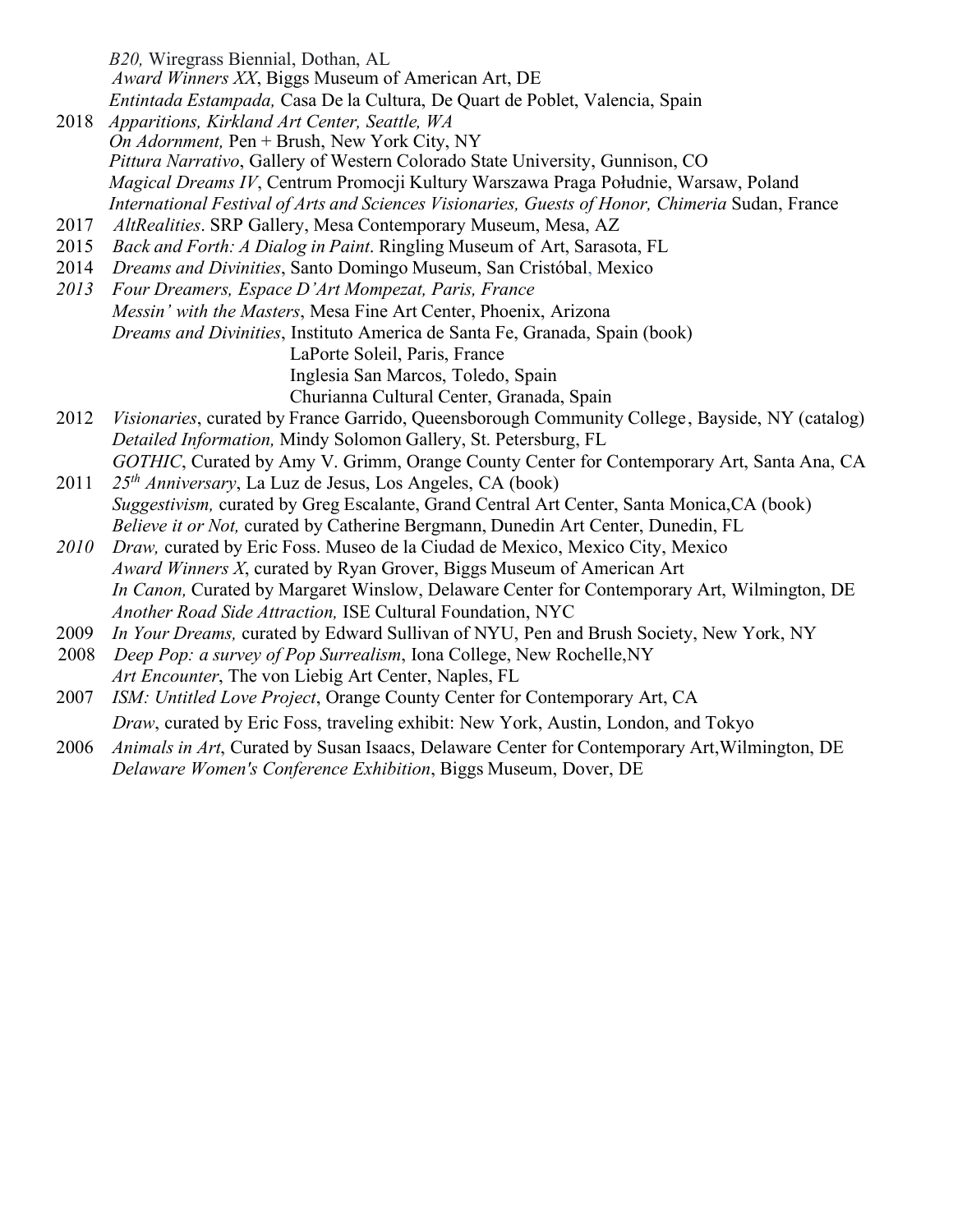*B20,* Wiregrass Biennial, Dothan, AL
*Award Winners XX*, Biggs Museum of American Art, DE
*Entintada Estampada,* Casa De la Cultura, De Quart de Poblet, Valencia, Spain

2018 *Apparitions, Kirkland Art Center, Seattle, WA*
*On Adornment,* Pen + Brush, New York City, NY
*Pittura Narrativo*, Gallery of Western Colorado State University, Gunnison, CO
*Magical Dreams IV*, Centrum Promocji Kultury Warszawa Praga Południe, Warsaw, Poland
*International Festival of Arts and Sciences Visionaries, Guests of Honor, Chimeria* Sudan, France

2017 *AltRealities*. SRP Gallery, Mesa Contemporary Museum, Mesa, AZ

2015 *Back and Forth: A Dialog in Paint*. Ringling Museum of Art, Sarasota, FL

2014 *Dreams and Divinities*, Santo Domingo Museum, San Cristóbal, Mexico

*2013 Four Dreamers, Espace D'Art Mompezat, Paris, France*
*Messin' with the Masters*, Mesa Fine Art Center, Phoenix, Arizona
*Dreams and Divinities*, Instituto America de Santa Fe, Granada, Spain (book)
LaPorte Soleil, Paris, France
Inglesia San Marcos, Toledo, Spain
Churianna Cultural Center, Granada, Spain

2012 *Visionaries*, curated by France Garrido, Queensborough Community College, Bayside, NY (catalog)
*Detailed Information,* Mindy Solomon Gallery, St. Petersburg, FL
*GOTHIC*, Curated by Amy V. Grimm, Orange County Center for Contemporary Art, Santa Ana, CA

2011 *25th Anniversary*, La Luz de Jesus, Los Angeles, CA (book)
*Suggestivism,* curated by Greg Escalante, Grand Central Art Center, Santa Monica,CA (book)
*Believe it or Not,* curated by Catherine Bergmann, Dunedin Art Center, Dunedin, FL

*2010* *Draw,* curated by Eric Foss. Museo de la Ciudad de Mexico, Mexico City, Mexico
*Award Winners X*, curated by Ryan Grover, Biggs Museum of American Art
*In Canon,* Curated by Margaret Winslow, Delaware Center for Contemporary Art, Wilmington, DE
*Another Road Side Attraction,* ISE Cultural Foundation, NYC

2009 *In Your Dreams,* curated by Edward Sullivan of NYU, Pen and Brush Society, New York, NY

2008 *Deep Pop: a survey of Pop Surrealism*, Iona College, New Rochelle,NY
*Art Encounter*, The von Liebig Art Center, Naples, FL

2007 *ISM: Untitled Love Project*, Orange County Center for Contemporary Art, CA
*Draw*, curated by Eric Foss, traveling exhibit: New York, Austin, London, and Tokyo

2006 *Animals in Art*, Curated by Susan Isaacs, Delaware Center for Contemporary Art,Wilmington, DE
*Delaware Women's Conference Exhibition*, Biggs Museum, Dover, DE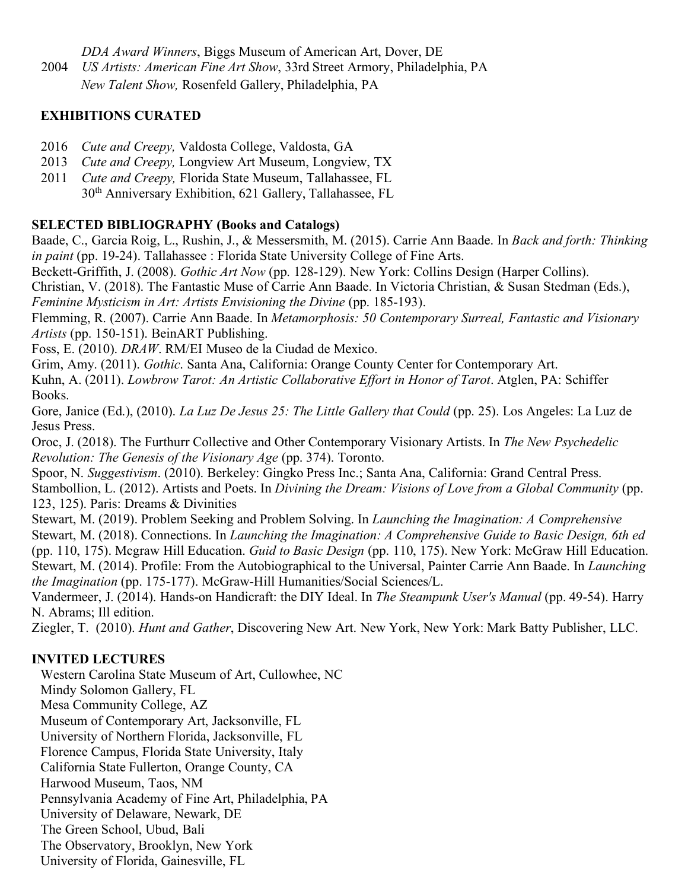*DDA Award Winners*, Biggs Museum of American Art, Dover, DE

2004 *US Artists: American Fine Art Show*, 33rd Street Armory, Philadelphia, PA

*New Talent Show,* Rosenfeld Gallery, Philadelphia, PA

## EXHIBITIONS CURATED

2016 *Cute and Creepy,* Valdosta College, Valdosta, GA

2013 *Cute and Creepy,* Longview Art Museum, Longview, TX

2011 *Cute and Creepy,* Florida State Museum, Tallahassee, FL

30th Anniversary Exhibition, 621 Gallery, Tallahassee, FL

## SELECTED BIBLIOGRAPHY (Books and Catalogs)

Baade, C., Garcia Roig, L., Rushin, J., & Messersmith, M. (2015). Carrie Ann Baade. In *Back and forth: Thinking in paint* (pp. 19-24). Tallahassee : Florida State University College of Fine Arts.

Beckett-Griffith, J. (2008). *Gothic Art Now* (pp. 128-129). New York: Collins Design (Harper Collins).

Christian, V. (2018). The Fantastic Muse of Carrie Ann Baade. In Victoria Christian, & Susan Stedman (Eds.), *Feminine Mysticism in Art: Artists Envisioning the Divine* (pp. 185-193).

Flemming, R. (2007). Carrie Ann Baade. In *Metamorphosis: 50 Contemporary Surreal, Fantastic and Visionary Artists* (pp. 150-151). BeinART Publishing.

Foss, E. (2010). *DRAW*. RM/EI Museo de la Ciudad de Mexico.

Grim, Amy. (2011). *Gothic*. Santa Ana, California: Orange County Center for Contemporary Art.

Kuhn, A. (2011). *Lowbrow Tarot: An Artistic Collaborative Effort in Honor of Tarot*. Atglen, PA: Schiffer Books.

Gore, Janice (Ed.), (2010). *La Luz De Jesus 25: The Little Gallery that Could* (pp. 25). Los Angeles: La Luz de Jesus Press.

Oroc, J. (2018). The Furthurr Collective and Other Contemporary Visionary Artists. In *The New Psychedelic Revolution: The Genesis of the Visionary Age* (pp. 374). Toronto.

Spoor, N. *Suggestivism*. (2010). Berkeley: Gingko Press Inc.; Santa Ana, California: Grand Central Press.

Stambollion, L. (2012). Artists and Poets. In *Divining the Dream: Visions of Love from a Global Community* (pp. 123, 125). Paris: Dreams & Divinities

Stewart, M. (2019). Problem Seeking and Problem Solving. In *Launching the Imagination: A Comprehensive*

Stewart, M. (2018). Connections. In *Launching the Imagination: A Comprehensive Guide to Basic Design, 6th ed* (pp. 110, 175). Mcgraw Hill Education. *Guid to Basic Design* (pp. 110, 175). New York: McGraw Hill Education.

Stewart, M. (2014). Profile: From the Autobiographical to the Universal, Painter Carrie Ann Baade. In *Launching the Imagination* (pp. 175-177). McGraw-Hill Humanities/Social Sciences/L.

Vandermeer, J. (2014). Hands-on Handicraft: the DIY Ideal. In *The Steampunk User's Manual* (pp. 49-54). Harry N. Abrams; Ill edition.

Ziegler, T. (2010). *Hunt and Gather*, Discovering New Art. New York, New York: Mark Batty Publisher, LLC.

## INVITED LECTURES

Western Carolina State Museum of Art, Cullowhee, NC

Mindy Solomon Gallery, FL

Mesa Community College, AZ

Museum of Contemporary Art, Jacksonville, FL

University of Northern Florida, Jacksonville, FL

Florence Campus, Florida State University, Italy

California State Fullerton, Orange County, CA

Harwood Museum, Taos, NM

Pennsylvania Academy of Fine Art, Philadelphia, PA

University of Delaware, Newark, DE

The Green School, Ubud, Bali

The Observatory, Brooklyn, New York

University of Florida, Gainesville, FL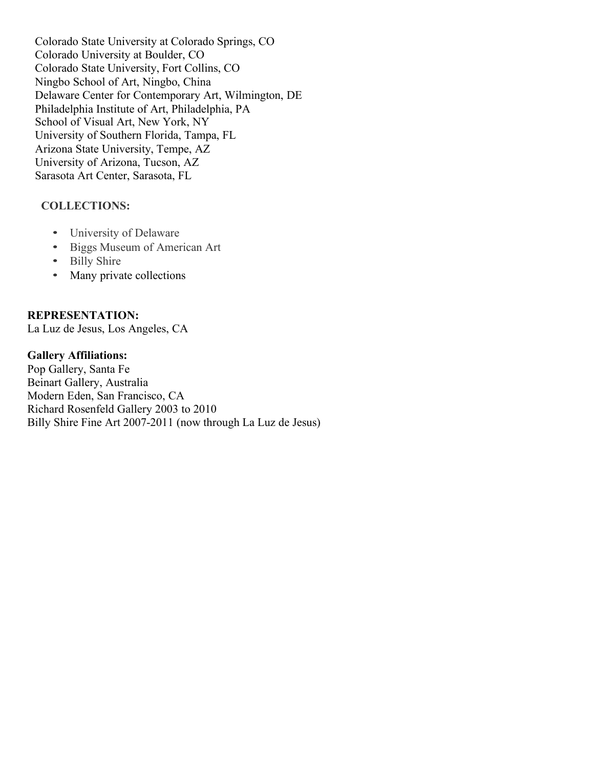Colorado State University at Colorado Springs, CO
Colorado University at Boulder, CO
Colorado State University, Fort Collins, CO
Ningbo School of Art, Ningbo, China
Delaware Center for Contemporary Art, Wilmington, DE
Philadelphia Institute of Art, Philadelphia, PA
School of Visual Art, New York, NY
University of Southern Florida, Tampa, FL
Arizona State University, Tempe, AZ
University of Arizona, Tucson, AZ
Sarasota Art Center, Sarasota, FL

**COLLECTIONS:**

- University of Delaware
- Biggs Museum of American Art
- Billy Shire
- Many private collections

**REPRESENTATION:**
La Luz de Jesus, Los Angeles, CA

**Gallery Affiliations:**
Pop Gallery, Santa Fe
Beinart Gallery, Australia
Modern Eden, San Francisco, CA
Richard Rosenfeld Gallery 2003 to 2010
Billy Shire Fine Art 2007-2011 (now through La Luz de Jesus)